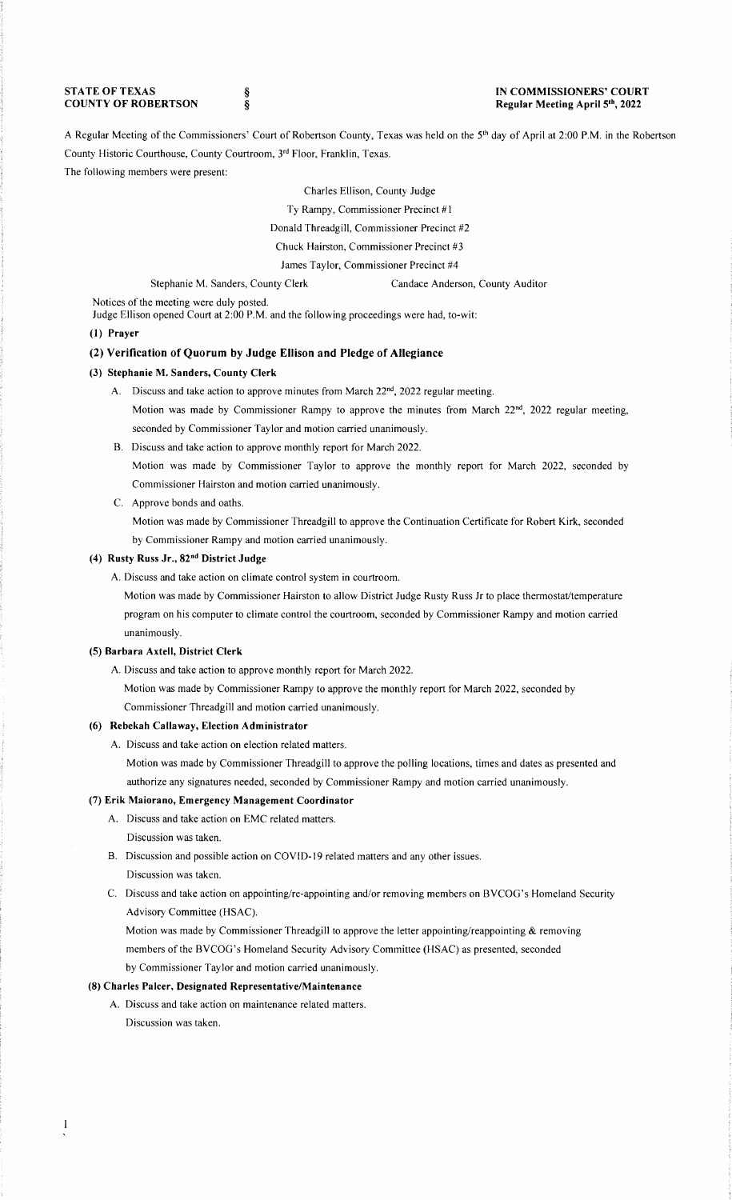**STATE OF TEXAS** §
**COUNTY OF ROBERTSON** §

**IN COMMISSIONERS' COURT**
**Regular Meeting April 5th, 2022**

A Regular Meeting of the Commissioners' Court of Robertson County, Texas was held on the 5th day of April at 2:00 P.M. in the Robertson County Historic Courthouse, County Courtroom, 3rd Floor, Franklin, Texas.

The following members were present:

Charles Ellison, County Judge
Ty Rampy, Commissioner Precinct #1
Donald Threadgill, Commissioner Precinct #2
Chuck Hairston, Commissioner Precinct #3
James Taylor, Commissioner Precinct #4

Stephanie M. Sanders, County Clerk
Candace Anderson, County Auditor

Notices of the meeting were duly posted.
Judge Ellison opened Court at 2:00 P.M. and the following proceedings were had, to-wit:

**(1) Prayer**

**(2) Verification of Quorum by Judge Ellison and Pledge of Allegiance**

**(3) Stephanie M. Sanders, County Clerk**

A. Discuss and take action to approve minutes from March 22nd, 2022 regular meeting.
Motion was made by Commissioner Rampy to approve the minutes from March 22nd, 2022 regular meeting, seconded by Commissioner Taylor and motion carried unanimously.

B. Discuss and take action to approve monthly report for March 2022.
Motion was made by Commissioner Taylor to approve the monthly report for March 2022, seconded by Commissioner Hairston and motion carried unanimously.

C. Approve bonds and oaths.
Motion was made by Commissioner Threadgill to approve the Continuation Certificate for Robert Kirk, seconded by Commissioner Rampy and motion carried unanimously.

**(4) Rusty Russ Jr., 82nd District Judge**

A. Discuss and take action on climate control system in courtroom.
Motion was made by Commissioner Hairston to allow District Judge Rusty Russ Jr to place thermostat/temperature program on his computer to climate control the courtroom, seconded by Commissioner Rampy and motion carried unanimously.

**(5) Barbara Axtell, District Clerk**

A. Discuss and take action to approve monthly report for March 2022.
Motion was made by Commissioner Rampy to approve the monthly report for March 2022, seconded by Commissioner Threadgill and motion carried unanimously.

**(6) Rebekah Callaway, Election Administrator**

A. Discuss and take action on election related matters.
Motion was made by Commissioner Threadgill to approve the polling locations, times and dates as presented and authorize any signatures needed, seconded by Commissioner Rampy and motion carried unanimously.

**(7) Erik Maiorano, Emergency Management Coordinator**

A. Discuss and take action on EMC related matters.
Discussion was taken.

B. Discussion and possible action on COVID-19 related matters and any other issues.
Discussion was taken.

C. Discuss and take action on appointing/re-appointing and/or removing members on BVCOG's Homeland Security Advisory Committee (HSAC).
Motion was made by Commissioner Threadgill to approve the letter appointing/reappointing & removing members of the BVCOG's Homeland Security Advisory Committee (HSAC) as presented, seconded by Commissioner Taylor and motion carried unanimously.

**(8) Charles Palcer, Designated Representative/Maintenance**

A. Discuss and take action on maintenance related matters.
Discussion was taken.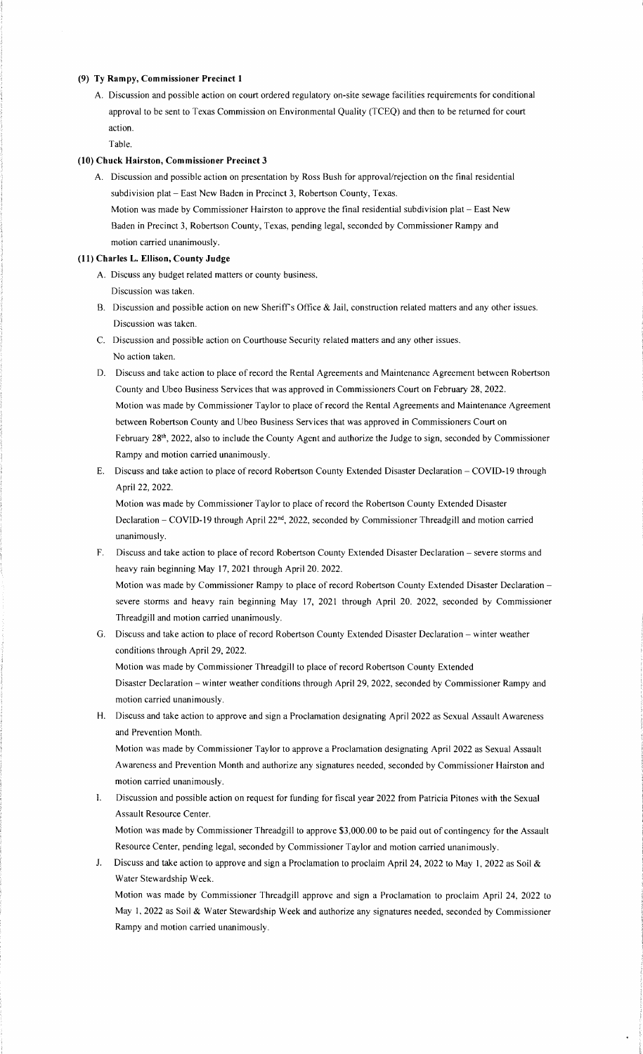**(9) Ty Rampy, Commissioner Precinct 1**

A. Discussion and possible action on court ordered regulatory on-site sewage facilities requirements for conditional approval to be sent to Texas Commission on Environmental Quality (TCEQ) and then to be returned for court action.
   Table.

**(10) Chuck Hairston, Commissioner Precinct 3**

A. Discussion and possible action on presentation by Ross Bush for approval/rejection on the final residential subdivision plat – East New Baden in Precinct 3, Robertson County, Texas.
   Motion was made by Commissioner Hairston to approve the final residential subdivision plat – East New Baden in Precinct 3, Robertson County, Texas, pending legal, seconded by Commissioner Rampy and motion carried unanimously.

**(11) Charles L. Ellison, County Judge**

A. Discuss any budget related matters or county business.
   Discussion was taken.

B. Discussion and possible action on new Sheriff's Office & Jail, construction related matters and any other issues.
   Discussion was taken.

C. Discussion and possible action on Courthouse Security related matters and any other issues.
   No action taken.

D. Discuss and take action to place of record the Rental Agreements and Maintenance Agreement between Robertson County and Ubeo Business Services that was approved in Commissioners Court on February 28, 2022.
   Motion was made by Commissioner Taylor to place of record the Rental Agreements and Maintenance Agreement between Robertson County and Ubeo Business Services that was approved in Commissioners Court on February 28th, 2022, also to include the County Agent and authorize the Judge to sign, seconded by Commissioner Rampy and motion carried unanimously.

E. Discuss and take action to place of record Robertson County Extended Disaster Declaration – COVID-19 through April 22, 2022.
   Motion was made by Commissioner Taylor to place of record the Robertson County Extended Disaster Declaration – COVID-19 through April 22nd, 2022, seconded by Commissioner Threadgill and motion carried unanimously.

F. Discuss and take action to place of record Robertson County Extended Disaster Declaration – severe storms and heavy rain beginning May 17, 2021 through April 20. 2022.
   Motion was made by Commissioner Rampy to place of record Robertson County Extended Disaster Declaration – severe storms and heavy rain beginning May 17, 2021 through April 20. 2022, seconded by Commissioner Threadgill and motion carried unanimously.

G. Discuss and take action to place of record Robertson County Extended Disaster Declaration – winter weather conditions through April 29, 2022.
   Motion was made by Commissioner Threadgill to place of record Robertson County Extended Disaster Declaration – winter weather conditions through April 29, 2022, seconded by Commissioner Rampy and motion carried unanimously.

H. Discuss and take action to approve and sign a Proclamation designating April 2022 as Sexual Assault Awareness and Prevention Month.
   Motion was made by Commissioner Taylor to approve a Proclamation designating April 2022 as Sexual Assault Awareness and Prevention Month and authorize any signatures needed, seconded by Commissioner Hairston and motion carried unanimously.

I. Discussion and possible action on request for funding for fiscal year 2022 from Patricia Pitones with the Sexual Assault Resource Center.
   Motion was made by Commissioner Threadgill to approve $3,000.00 to be paid out of contingency for the Assault Resource Center, pending legal, seconded by Commissioner Taylor and motion carried unanimously.

J. Discuss and take action to approve and sign a Proclamation to proclaim April 24, 2022 to May 1, 2022 as Soil & Water Stewardship Week.
   Motion was made by Commissioner Threadgill approve and sign a Proclamation to proclaim April 24, 2022 to May 1, 2022 as Soil & Water Stewardship Week and authorize any signatures needed, seconded by Commissioner Rampy and motion carried unanimously.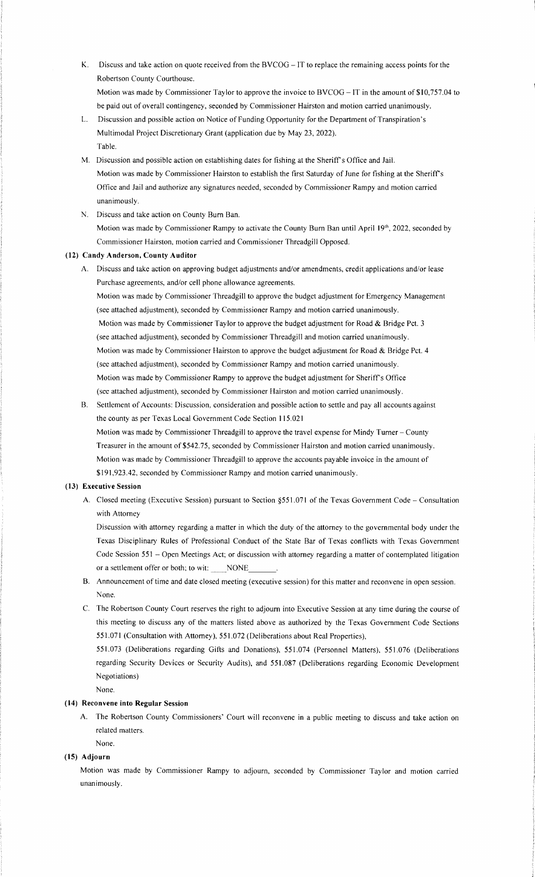K. Discuss and take action on quote received from the BVCOG – IT to replace the remaining access points for the Robertson County Courthouse.

Motion was made by Commissioner Taylor to approve the invoice to BVCOG – IT in the amount of $10,757.04 to be paid out of overall contingency, seconded by Commissioner Hairston and motion carried unanimously.

L. Discussion and possible action on Notice of Funding Opportunity for the Department of Transpiration's Multimodal Project Discretionary Grant (application due by May 23, 2022).

Table.

M. Discussion and possible action on establishing dates for fishing at the Sheriff's Office and Jail.

Motion was made by Commissioner Hairston to establish the first Saturday of June for fishing at the Sheriff's Office and Jail and authorize any signatures needed, seconded by Commissioner Rampy and motion carried unanimously.

N. Discuss and take action on County Burn Ban.

Motion was made by Commissioner Rampy to activate the County Burn Ban until April 19th, 2022, seconded by Commissioner Hairston, motion carried and Commissioner Threadgill Opposed.

### (12) Candy Anderson, County Auditor

A. Discuss and take action on approving budget adjustments and/or amendments, credit applications and/or lease Purchase agreements, and/or cell phone allowance agreements.

Motion was made by Commissioner Threadgill to approve the budget adjustment for Emergency Management (see attached adjustment), seconded by Commissioner Rampy and motion carried unanimously.

Motion was made by Commissioner Taylor to approve the budget adjustment for Road & Bridge Pct. 3 (see attached adjustment), seconded by Commissioner Threadgill and motion carried unanimously.

Motion was made by Commissioner Hairston to approve the budget adjustment for Road & Bridge Pct. 4 (see attached adjustment), seconded by Commissioner Rampy and motion carried unanimously.

Motion was made by Commissioner Rampy to approve the budget adjustment for Sheriff's Office (see attached adjustment), seconded by Commissioner Hairston and motion carried unanimously.

B. Settlement of Accounts: Discussion, consideration and possible action to settle and pay all accounts against the county as per Texas Local Government Code Section 115.021

Motion was made by Commissioner Threadgill to approve the travel expense for Mindy Turner – County Treasurer in the amount of $542.75, seconded by Commissioner Hairston and motion carried unanimously.

Motion was made by Commissioner Threadgill to approve the accounts payable invoice in the amount of $191,923.42, seconded by Commissioner Rampy and motion carried unanimously.

### (13) Executive Session

A. Closed meeting (Executive Session) pursuant to Section §551.071 of the Texas Government Code – Consultation with Attorney

Discussion with attorney regarding a matter in which the duty of the attorney to the governmental body under the Texas Disciplinary Rules of Professional Conduct of the State Bar of Texas conflicts with Texas Government Code Session 551 – Open Meetings Act; or discussion with attorney regarding a matter of contemplated litigation or a settlement offer or both; to wit: ____NONE_______.

B. Announcement of time and date closed meeting (executive session) for this matter and reconvene in open session.

None.

C. The Robertson County Court reserves the right to adjourn into Executive Session at any time during the course of this meeting to discuss any of the matters listed above as authorized by the Texas Government Code Sections 551.071 (Consultation with Attorney), 551.072 (Deliberations about Real Properties), 551.073 (Deliberations regarding Gifts and Donations), 551.074 (Personnel Matters), 551.076 (Deliberations regarding Security Devices or Security Audits), and 551.087 (Deliberations regarding Economic Development Negotiations)

None.

### (14) Reconvene into Regular Session

A. The Robertson County Commissioners' Court will reconvene in a public meeting to discuss and take action on related matters.

None.

### (15) Adjourn

Motion was made by Commissioner Rampy to adjourn, seconded by Commissioner Taylor and motion carried unanimously.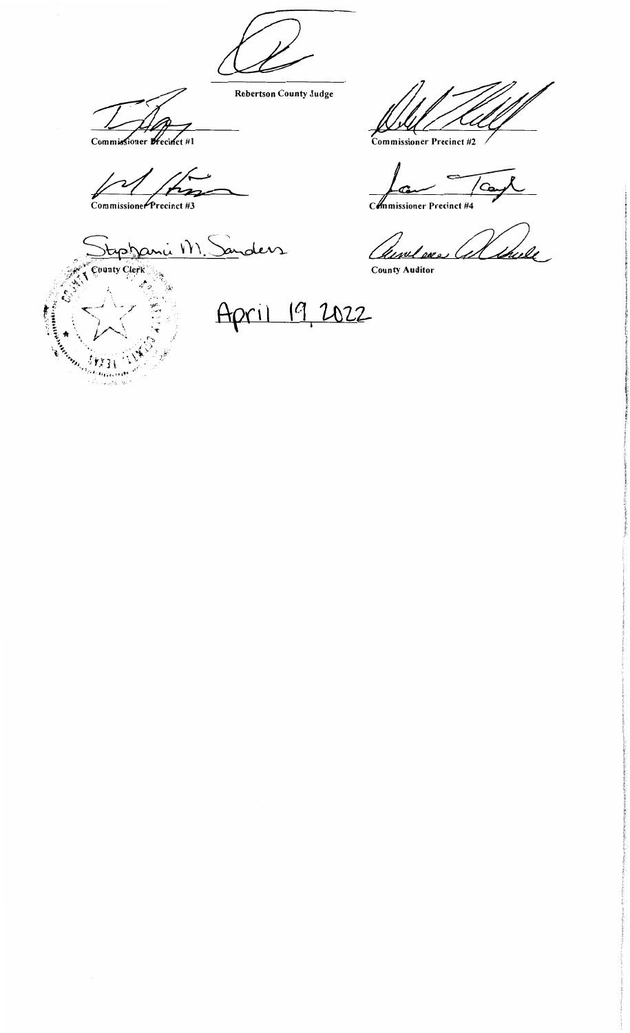Robertson County Judge

Commissioner Precinct #1

Commissioner Precinct #2

Commissioner Precinct #3

Commissioner Precinct #4

Stephanie M. Sanders

County Clerk

County Auditor

April 19, 2022